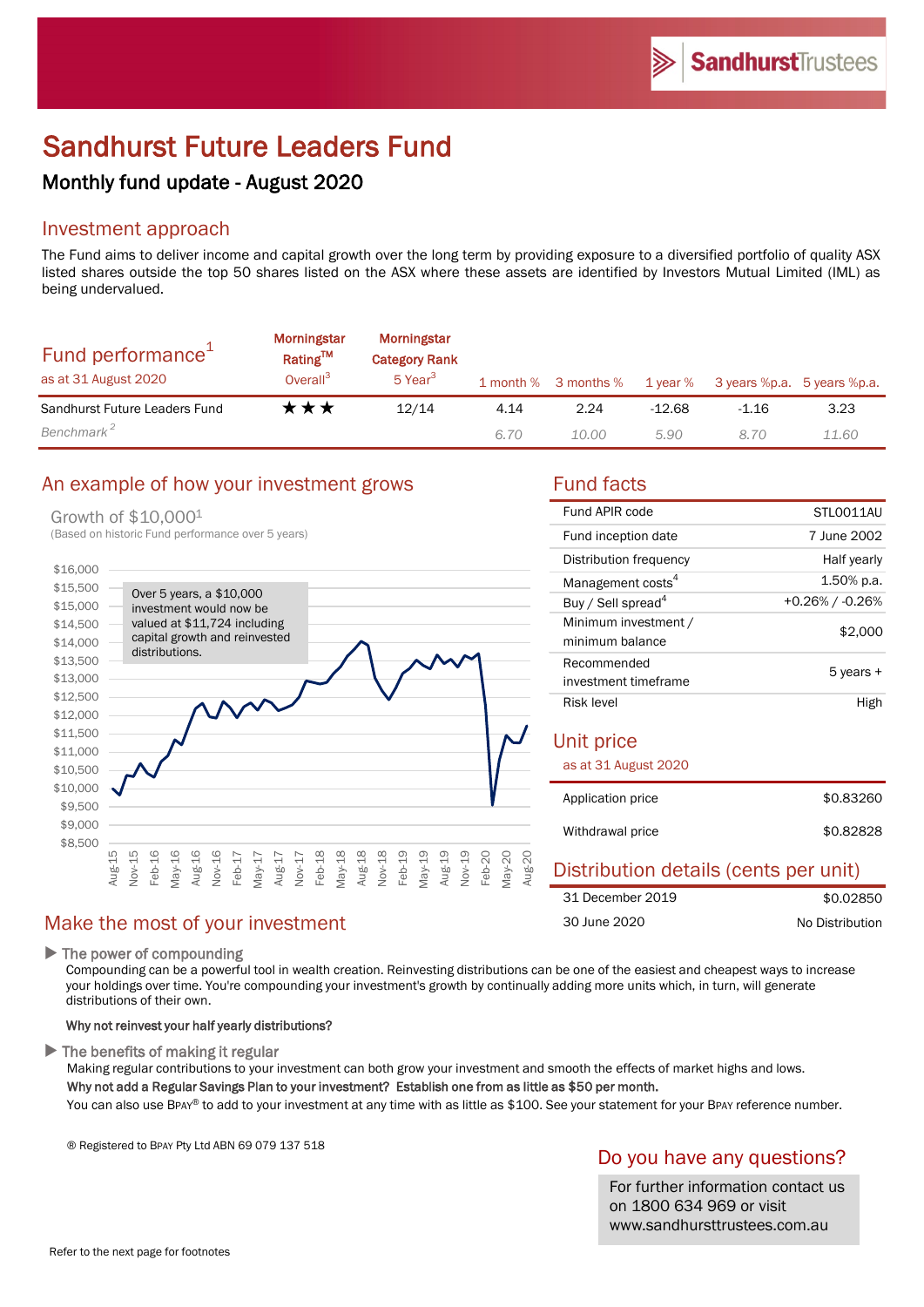# Sandhurst Future Leaders Fund

## Monthly fund update - August 2020

## Investment approach

The Fund aims to deliver income and capital growth over the long term by providing exposure to a diversified portfolio of quality ASX listed shares outside the top 50 shares listed on the ASX where these assets are identified by Investors Mutual Limited (IML) as being undervalued.

| Fund performance[1] as at 31 August 2020 | Morningstar Rating™ Overall[3] | Morningstar Category Rank 5 Year[3] | 1 month % | 3 months % | 1 year % | 3 years %p.a. | 5 years %p.a. |
|---|---|---|---|---|---|---|---|
| Sandhurst Future Leaders Fund | ★★★ | 12/14 | 4.14 | 2.24 | -12.68 | -1.16 | 3.23 |
| *Benchmark[2]* | | | *6.70* | *10.00* | *5.90* | *8.70* | *11.60* |

## An example of how your investment grows

Growth of $10,000[1]

(Based on historic Fund performance over 5 years)

Over 5 years, a $10,000 investment would now be valued at $11,724 including capital growth and reinvested distributions.

## Fund facts

| | |
|---|---|
| Fund APIR code | STL0011AU |
| Fund inception date | 7 June 2002 |
| Distribution frequency | Half yearly |
| Management costs[4] | 1.50% p.a. |
| Buy / Sell spread[4] | +0.26% / -0.26% |
| Minimum investment / minimum balance | $2,000 |
| Recommended investment timeframe | 5 years + |
| Risk level | High |

## Unit price

as at 31 August 2020

| | |
|---|---|
| Application price | $0.83260 |
| Withdrawal price | $0.82828 |

## Distribution details (cents per unit)

| | |
|---|---|
| 31 December 2019 | $0.02850 |
| 30 June 2020 | No Distribution |

## Make the most of your investment

**The power of compounding**

Compounding can be a powerful tool in wealth creation. Reinvesting distributions can be one of the easiest and cheapest ways to increase your holdings over time. You're compounding your investment's growth by continually adding more units which, in turn, will generate distributions of their own.

**Why not reinvest your half yearly distributions?**

**The benefits of making it regular**

Making regular contributions to your investment can both grow your investment and smooth the effects of market highs and lows.

**Why not add a Regular Savings Plan to your investment? Establish one from as little as $50 per month.**

You can also use BPAY® to add to your investment at any time with as little as $100. See your statement for your BPAY reference number.

® Registered to BPAY Pty Ltd ABN 69 079 137 518

## Do you have any questions?

For further information contact us on 1800 634 969 or visit www.sandhursttrustees.com.au

Refer to the next page for footnotes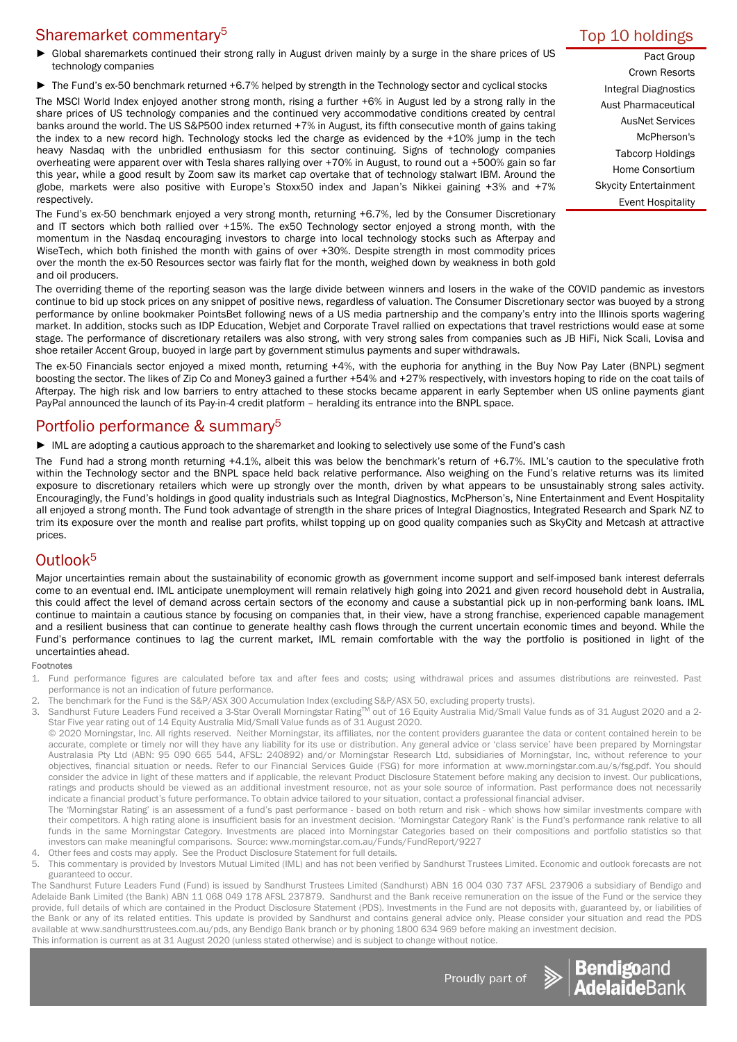## Sharemarket commentary[5]

- ► Global sharemarkets continued their strong rally in August driven mainly by a surge in the share prices of US technology companies
- ► The Fund's ex-50 benchmark returned +6.7% helped by strength in the Technology sector and cyclical stocks

The MSCI World Index enjoyed another strong month, rising a further +6% in August led by a strong rally in the share prices of US technology companies and the continued very accommodative conditions created by central banks around the world. The US S&P500 index returned +7% in August, its fifth consecutive month of gains taking the index to a new record high. Technology stocks led the charge as evidenced by the +10% jump in the tech heavy Nasdaq with the unbridled enthusiasm for this sector continuing. Signs of technology companies overheating were apparent over with Tesla shares rallying over +70% in August, to round out a +500% gain so far this year, while a good result by Zoom saw its market cap overtake that of technology stalwart IBM. Around the globe, markets were also positive with Europe's Stoxx50 index and Japan's Nikkei gaining +3% and +7% respectively.

The Fund's ex-50 benchmark enjoyed a very strong month, returning +6.7%, led by the Consumer Discretionary and IT sectors which both rallied over +15%. The ex50 Technology sector enjoyed a strong month, with the momentum in the Nasdaq encouraging investors to charge into local technology stocks such as Afterpay and WiseTech, which both finished the month with gains of over +30%. Despite strength in most commodity prices over the month the ex-50 Resources sector was fairly flat for the month, weighed down by weakness in both gold and oil producers.

## Top 10 holdings

Pact Group
Crown Resorts
Integral Diagnostics
Aust Pharmaceutical
AusNet Services
McPherson's
Tabcorp Holdings
Home Consortium
Skycity Entertainment
Event Hospitality

The overriding theme of the reporting season was the large divide between winners and losers in the wake of the COVID pandemic as investors continue to bid up stock prices on any snippet of positive news, regardless of valuation. The Consumer Discretionary sector was buoyed by a strong performance by online bookmaker PointsBet following news of a US media partnership and the company's entry into the Illinois sports wagering market. In addition, stocks such as IDP Education, Webjet and Corporate Travel rallied on expectations that travel restrictions would ease at some stage. The performance of discretionary retailers was also strong, with very strong sales from companies such as JB HiFi, Nick Scali, Lovisa and shoe retailer Accent Group, buoyed in large part by government stimulus payments and super withdrawals.

The ex-50 Financials sector enjoyed a mixed month, returning +4%, with the euphoria for anything in the Buy Now Pay Later (BNPL) segment boosting the sector. The likes of Zip Co and Money3 gained a further +54% and +27% respectively, with investors hoping to ride on the coat tails of Afterpay. The high risk and low barriers to entry attached to these stocks became apparent in early September when US online payments giant PayPal announced the launch of its Pay-in-4 credit platform – heralding its entrance into the BNPL space.

## Portfolio performance & summary[5]

- ► IML are adopting a cautious approach to the sharemarket and looking to selectively use some of the Fund's cash

The Fund had a strong month returning +4.1%, albeit this was below the benchmark's return of +6.7%. IML's caution to the speculative froth within the Technology sector and the BNPL space held back relative performance. Also weighing on the Fund's relative returns was its limited exposure to discretionary retailers which were up strongly over the month, driven by what appears to be unsustainably strong sales activity. Encouragingly, the Fund's holdings in good quality industrials such as Integral Diagnostics, McPherson's, Nine Entertainment and Event Hospitality all enjoyed a strong month. The Fund took advantage of strength in the share prices of Integral Diagnostics, Integrated Research and Spark NZ to trim its exposure over the month and realise part profits, whilst topping up on good quality companies such as SkyCity and Metcash at attractive prices.

## Outlook[5]

Major uncertainties remain about the sustainability of economic growth as government income support and self-imposed bank interest deferrals come to an eventual end. IML anticipate unemployment will remain relatively high going into 2021 and given record household debt in Australia, this could affect the level of demand across certain sectors of the economy and cause a substantial pick up in non-performing bank loans. IML continue to maintain a cautious stance by focusing on companies that, in their view, have a strong franchise, experienced capable management and a resilient business that can continue to generate healthy cash flows through the current uncertain economic times and beyond. While the Fund's performance continues to lag the current market, IML remain comfortable with the way the portfolio is positioned in light of the uncertainties ahead.

**Footnotes**

1. Fund performance figures are calculated before tax and after fees and costs; using withdrawal prices and assumes distributions are reinvested. Past performance is not an indication of future performance.
2. The benchmark for the Fund is the S&P/ASX 300 Accumulation Index (excluding S&P/ASX 50, excluding property trusts).
3. Sandhurst Future Leaders Fund received a 3-Star Overall Morningstar Rating™ out of 16 Equity Australia Mid/Small Value funds as of 31 August 2020 and a 2-Star Five year rating out of 14 Equity Australia Mid/Small Value funds as of 31 August 2020.
   © 2020 Morningstar, Inc. All rights reserved. Neither Morningstar, its affiliates, nor the content providers guarantee the data or content contained herein to be accurate, complete or timely nor will they have any liability for its use or distribution. Any general advice or 'class service' have been prepared by Morningstar Australasia Pty Ltd (ABN: 95 090 665 544, AFSL: 240892) and/or Morningstar Research Ltd, subsidiaries of Morningstar, Inc, without reference to your objectives, financial situation or needs. Refer to our Financial Services Guide (FSG) for more information at www.morningstar.com.au/s/fsg.pdf. You should consider the advice in light of these matters and if applicable, the relevant Product Disclosure Statement before making any decision to invest. Our publications, ratings and products should be viewed as an additional investment resource, not as your sole source of information. Past performance does not necessarily indicate a financial product's future performance. To obtain advice tailored to your situation, contact a professional financial adviser.
   The 'Morningstar Rating' is an assessment of a fund's past performance - based on both return and risk - which shows how similar investments compare with their competitors. A high rating alone is insufficient basis for an investment decision. 'Morningstar Category Rank' is the Fund's performance rank relative to all funds in the same Morningstar Category. Investments are placed into Morningstar Categories based on their compositions and portfolio statistics so that investors can make meaningful comparisons. Source: www.morningstar.com.au/Funds/FundReport/9227
4. Other fees and costs may apply. See the Product Disclosure Statement for full details.
5. This commentary is provided by Investors Mutual Limited (IML) and has not been verified by Sandhurst Trustees Limited. Economic and outlook forecasts are not guaranteed to occur.

The Sandhurst Future Leaders Fund (Fund) is issued by Sandhurst Trustees Limited (Sandhurst) ABN 16 004 030 737 AFSL 237906 a subsidiary of Bendigo and Adelaide Bank Limited (the Bank) ABN 11 068 049 178 AFSL 237879. Sandhurst and the Bank receive remuneration on the issue of the Fund or the service they provide, full details of which are contained in the Product Disclosure Statement (PDS). Investments in the Fund are not deposits with, guaranteed by, or liabilities of the Bank or any of its related entities. This update is provided by Sandhurst and contains general advice only. Please consider your situation and read the PDS available at www.sandhursttrustees.com.au/pds, any Bendigo Bank branch or by phoning 1800 634 969 before making an investment decision.
This information is current as at 31 August 2020 (unless stated otherwise) and is subject to change without notice.

Proudly part of Bendigo and Adelaide Bank